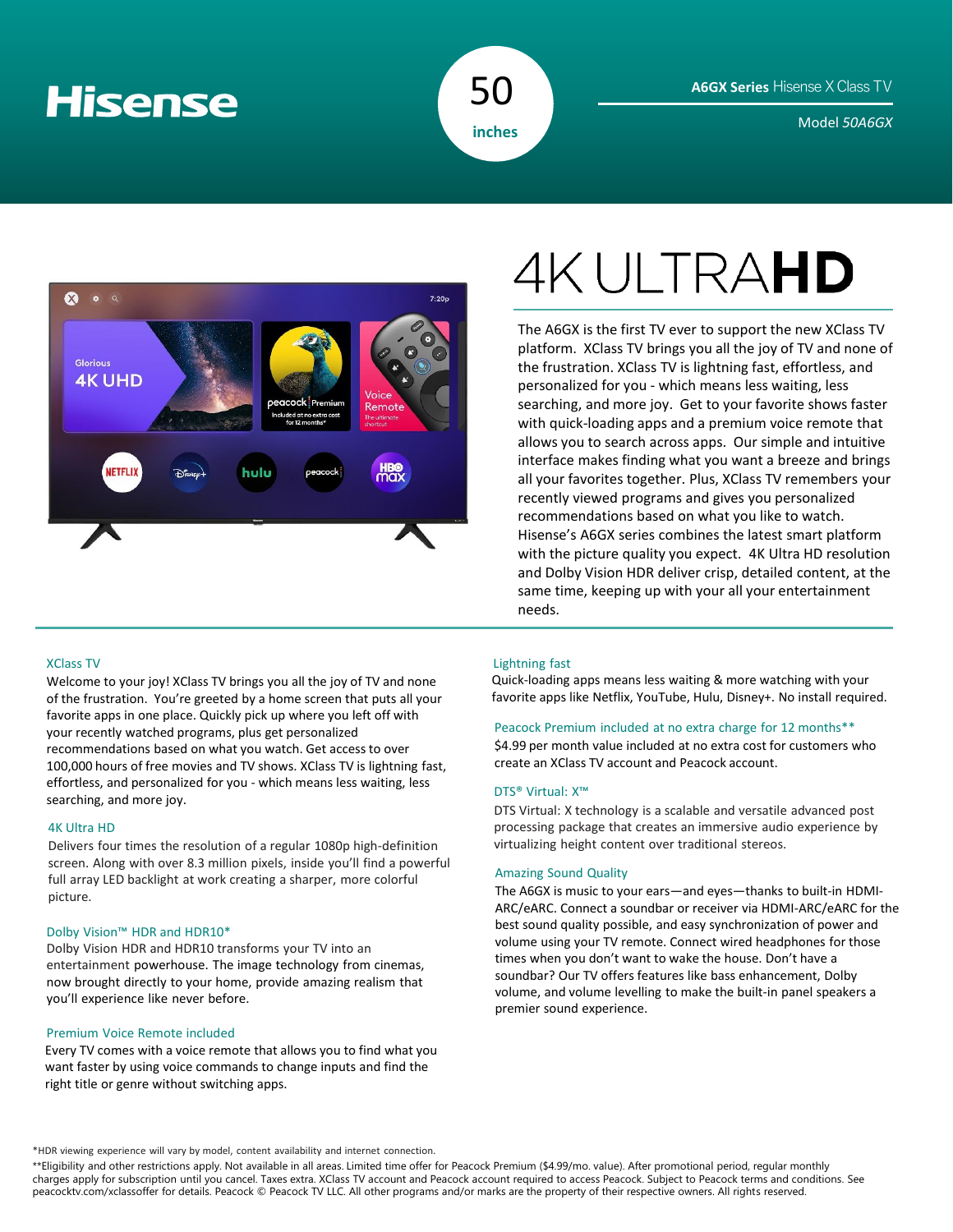# Hisense

50 inches

**A6GX Series** Hisense X Class TV

Model *50A6GX*

# 4K ULTRA**HD**

The A6GX is the first TV ever to support the new XClass TV platform. XClass TV brings you all the joy of TV and none of the frustration. XClass TV is lightning fast, effortless, and personalized for you - which means less waiting, less searching, and more joy. Get to your favorite shows faster with quick-loading apps and a premium voice remote that allows you to search across apps. Our simple and intuitive interface makes finding what you want a breeze and brings all your favorites together. Plus, XClass TV remembers your recently viewed programs and gives you personalized recommendations based on what you like to watch. Hisense's A6GX series combines the latest smart platform with the picture quality you expect. 4K Ultra HD resolution and Dolby Vision HDR deliver crisp, detailed content, at the same time, keeping up with your all your entertainment needs.

### XClass TV

Welcome to your joy! XClass TV brings you all the joy of TV and none of the frustration. You're greeted by a home screen that puts all your favorite apps in one place. Quickly pick up where you left off with your recently watched programs, plus get personalized recommendations based on what you watch. Get access to over 100,000 hours of free movies and TV shows. XClass TV is lightning fast, effortless, and personalized for you - which means less waiting, less searching, and more joy.

### 4K Ultra HD

Delivers four times the resolution of a regular 1080p high-definition screen. Along with over 8.3 million pixels, inside you'll find a powerful full array LED backlight at work creating a sharper, more colorful picture.

### Dolby Vision™ HDR and HDR10*

Dolby Vision HDR and HDR10 transforms your TV into an entertainment powerhouse. The image technology from cinemas, now brought directly to your home, provide amazing realism that you'll experience like never before.

### Premium Voice Remote included

Every TV comes with a voice remote that allows you to find what you want faster by using voice commands to change inputs and find the right title or genre without switching apps.

### Lightning fast

Quick-loading apps means less waiting & more watching with your favorite apps like Netflix, YouTube, Hulu, Disney+. No install required.

### Peacock Premium included at no extra charge for 12 months**

$4.99 per month value included at no extra cost for customers who create an XClass TV account and Peacock account.

### DTS® Virtual: X™

DTS Virtual: X technology is a scalable and versatile advanced post processing package that creates an immersive audio experience by virtualizing height content over traditional stereos.

### Amazing Sound Quality

The A6GX is music to your ears—and eyes—thanks to built-in HDMI-ARC/eARC. Connect a soundbar or receiver via HDMI-ARC/eARC for the best sound quality possible, and easy synchronization of power and volume using your TV remote. Connect wired headphones for those times when you don't want to wake the house. Don't have a soundbar? Our TV offers features like bass enhancement, Dolby volume, and volume levelling to make the built-in panel speakers a premier sound experience.

*HDR viewing experience will vary by model, content availability and internet connection.

**Eligibility and other restrictions apply. Not available in all areas. Limited time offer for Peacock Premium ($4.99/mo. value). After promotional period, regular monthly charges apply for subscription until you cancel. Taxes extra. XClass TV account and Peacock account required to access Peacock. Subject to Peacock terms and conditions. See peacocktv.com/xclassoffer for details. Peacock © Peacock TV LLC. All other programs and/or marks are the property of their respective owners. All rights reserved.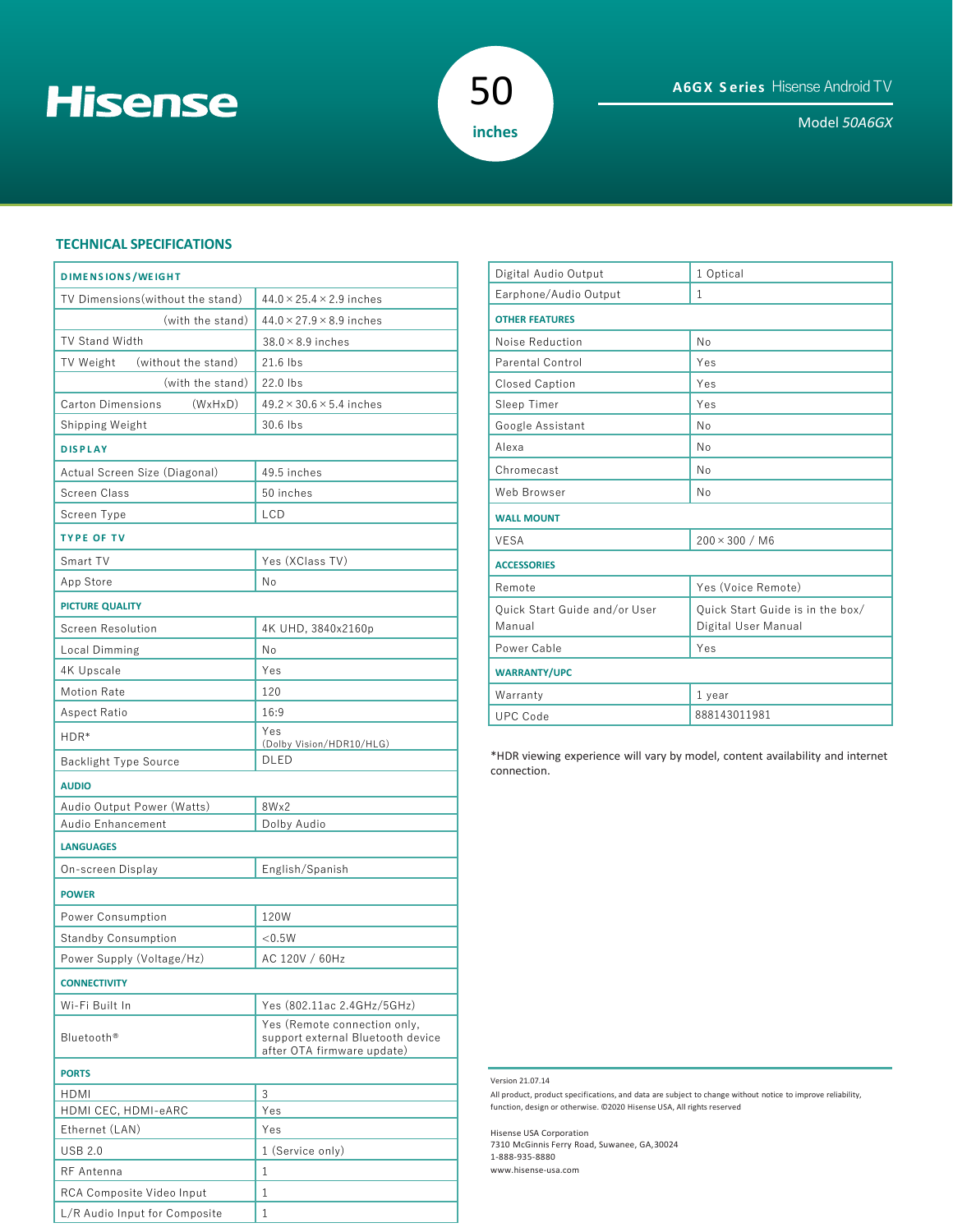# Hisense

**50 inches**

**A6GX Series** Hisense Android TV

Model *50A6GX*

## TECHNICAL SPECIFICATIONS

| | |
|---|---|
| **DIMENSIONS/WEIGHT** | |
| TV Dimensions(without the stand) | 44.0 × 25.4 × 2.9 inches |
| (with the stand) | 44.0 × 27.9 × 8.9 inches |
| TV Stand Width | 38.0 × 8.9 inches |
| TV Weight (without the stand) | 21.6 lbs |
| (with the stand) | 22.0 lbs |
| Carton Dimensions (WxHxD) | 49.2 × 30.6 × 5.4 inches |
| Shipping Weight | 30.6 lbs |
| **DISPLAY** | |
| Actual Screen Size (Diagonal) | 49.5 inches |
| Screen Class | 50 inches |
| Screen Type | LCD |
| **TYPE OF TV** | |
| Smart TV | Yes (XClass TV) |
| App Store | No |
| **PICTURE QUALITY** | |
| Screen Resolution | 4K UHD, 3840x2160p |
| Local Dimming | No |
| 4K Upscale | Yes |
| Motion Rate | 120 |
| Aspect Ratio | 16:9 |
| HDR* | Yes (Dolby Vision/HDR10/HLG) |
| Backlight Type Source | DLED |
| **AUDIO** | |
| Audio Output Power (Watts) | 8Wx2 |
| Audio Enhancement | Dolby Audio |
| **LANGUAGES** | |
| On-screen Display | English/Spanish |
| **POWER** | |
| Power Consumption | 120W |
| Standby Consumption | <0.5W |
| Power Supply (Voltage/Hz) | AC 120V / 60Hz |
| **CONNECTIVITY** | |
| Wi-Fi Built In | Yes (802.11ac 2.4GHz/5GHz) |
| Bluetooth® | Yes (Remote connection only, support external Bluetooth device after OTA firmware update) |
| **PORTS** | |
| HDMI | 3 |
| HDMI CEC, HDMI-eARC | Yes |
| Ethernet (LAN) | Yes |
| USB 2.0 | 1 (Service only) |
| RF Antenna | 1 |
| RCA Composite Video Input | 1 |
| L/R Audio Input for Composite | 1 |
| Digital Audio Output | 1 Optical |
| Earphone/Audio Output | 1 |
| **OTHER FEATURES** | |
| Noise Reduction | No |
| Parental Control | Yes |
| Closed Caption | Yes |
| Sleep Timer | Yes |
| Google Assistant | No |
| Alexa | No |
| Chromecast | No |
| Web Browser | No |
| **WALL MOUNT** | |
| VESA | 200 × 300 / M6 |
| **ACCESSORIES** | |
| Remote | Yes (Voice Remote) |
| Quick Start Guide and/or User Manual | Quick Start Guide is in the box/ Digital User Manual |
| Power Cable | Yes |
| **WARRANTY/UPC** | |
| Warranty | 1 year |
| UPC Code | 888143011981 |

*HDR viewing experience will vary by model, content availability and internet connection.

Version 21.07.14

All product, product specifications, and data are subject to change without notice to improve reliability, function, design or otherwise. ©2020 Hisense USA, All rights reserved

Hisense USA Corporation
7310 McGinnis Ferry Road, Suwanee, GA, 30024
1-888-935-8880
www.hisense-usa.com